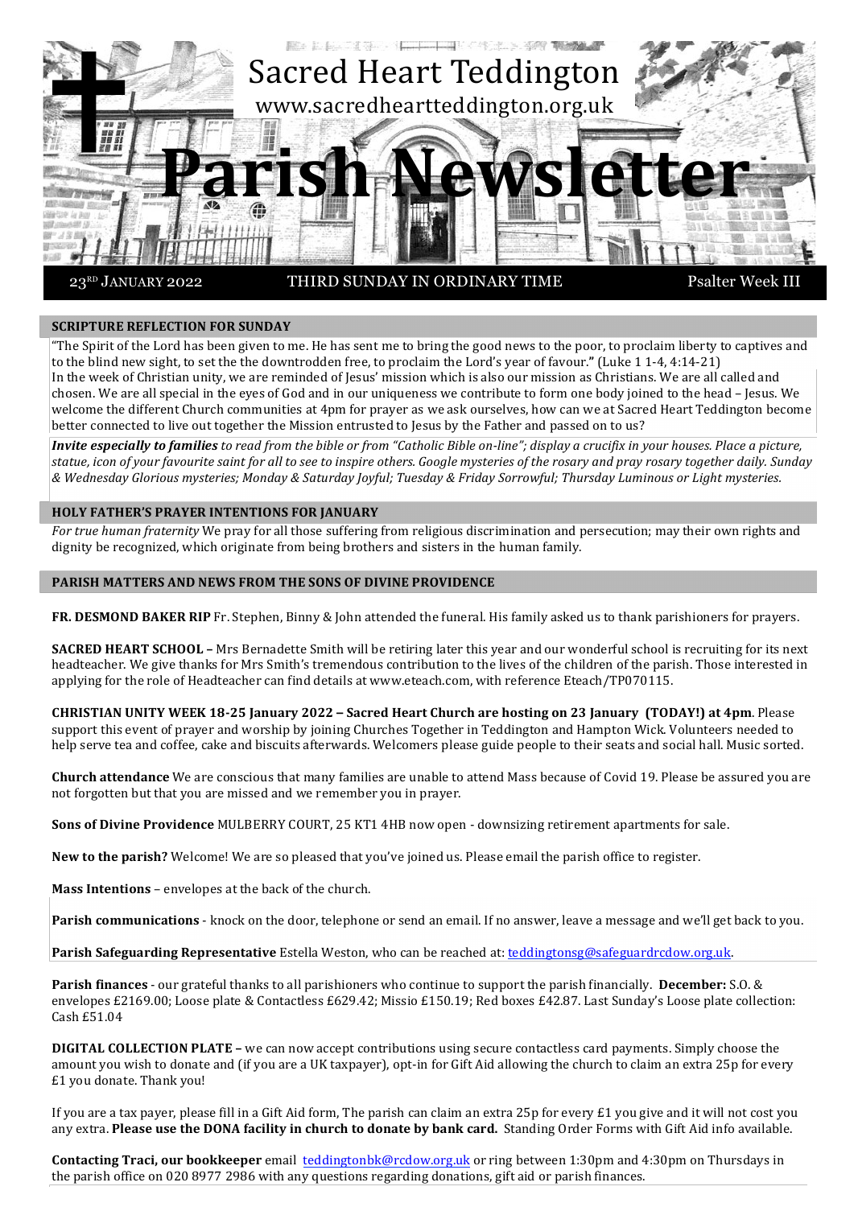# Sacred Heart Teddington

www.sacredheartteddington.org.uk

# Parish Newsletter

23RD JANUARY 2022 | THIRD SUNDAY IN ORDINARY TIME | Psalter Week III

## SCRIPTURE REFLECTION FOR SUNDAY

"The Spirit of the Lord has been given to me. He has sent me to bring the good news to the poor, to proclaim liberty to captives and to the blind new sight, to set the the downtrodden free, to proclaim the Lord's year of favour." (Luke 1 1-4, 4:14-21)
In the week of Christian unity, we are reminded of Jesus' mission which is also our mission as Christians. We are all called and chosen. We are all special in the eyes of God and in our uniqueness we contribute to form one body joined to the head – Jesus. We welcome the different Church communities at 4pm for prayer as we ask ourselves, how can we at Sacred Heart Teddington become better connected to live out together the Mission entrusted to Jesus by the Father and passed on to us?

***Invite especially to families** to read from the bible or from "Catholic Bible on-line"; display a crucifix in your houses. Place a picture, statue, icon of your favourite saint for all to see to inspire others. Google mysteries of the rosary and pray rosary together daily. Sunday & Wednesday Glorious mysteries; Monday & Saturday Joyful; Tuesday & Friday Sorrowful; Thursday Luminous or Light mysteries.*

## HOLY FATHER'S PRAYER INTENTIONS FOR JANUARY

*For true human fraternity* We pray for all those suffering from religious discrimination and persecution; may their own rights and dignity be recognized, which originate from being brothers and sisters in the human family.

## PARISH MATTERS AND NEWS FROM THE SONS OF DIVINE PROVIDENCE

**FR. DESMOND BAKER RIP** Fr. Stephen, Binny & John attended the funeral. His family asked us to thank parishioners for prayers.

**SACRED HEART SCHOOL –** Mrs Bernadette Smith will be retiring later this year and our wonderful school is recruiting for its next headteacher. We give thanks for Mrs Smith's tremendous contribution to the lives of the children of the parish. Those interested in applying for the role of Headteacher can find details at www.eteach.com, with reference Eteach/TP070115.

**CHRISTIAN UNITY WEEK 18-25 January 2022 – Sacred Heart Church are hosting on 23 January (TODAY!) at 4pm**. Please support this event of prayer and worship by joining Churches Together in Teddington and Hampton Wick. Volunteers needed to help serve tea and coffee, cake and biscuits afterwards. Welcomers please guide people to their seats and social hall. Music sorted.

**Church attendance** We are conscious that many families are unable to attend Mass because of Covid 19. Please be assured you are not forgotten but that you are missed and we remember you in prayer.

**Sons of Divine Providence** MULBERRY COURT, 25 KT1 4HB now open - downsizing retirement apartments for sale.

**New to the parish?** Welcome! We are so pleased that you've joined us. Please email the parish office to register.

**Mass Intentions** – envelopes at the back of the church.

**Parish communications** - knock on the door, telephone or send an email. If no answer, leave a message and we'll get back to you.

**Parish Safeguarding Representative** Estella Weston, who can be reached at: teddingtonsg@safeguardrcdow.org.uk.

**Parish finances** - our grateful thanks to all parishioners who continue to support the parish financially. **December:** S.O. & envelopes £2169.00; Loose plate & Contactless £629.42; Missio £150.19; Red boxes £42.87. Last Sunday's Loose plate collection: Cash £51.04

**DIGITAL COLLECTION PLATE –** we can now accept contributions using secure contactless card payments. Simply choose the amount you wish to donate and (if you are a UK taxpayer), opt-in for Gift Aid allowing the church to claim an extra 25p for every £1 you donate. Thank you!

If you are a tax payer, please fill in a Gift Aid form, The parish can claim an extra 25p for every £1 you give and it will not cost you any extra. **Please use the DONA facility in church to donate by bank card.** Standing Order Forms with Gift Aid info available.

**Contacting Traci, our bookkeeper** email teddingtonbk@rcdow.org.uk or ring between 1:30pm and 4:30pm on Thursdays in the parish office on 020 8977 2986 with any questions regarding donations, gift aid or parish finances.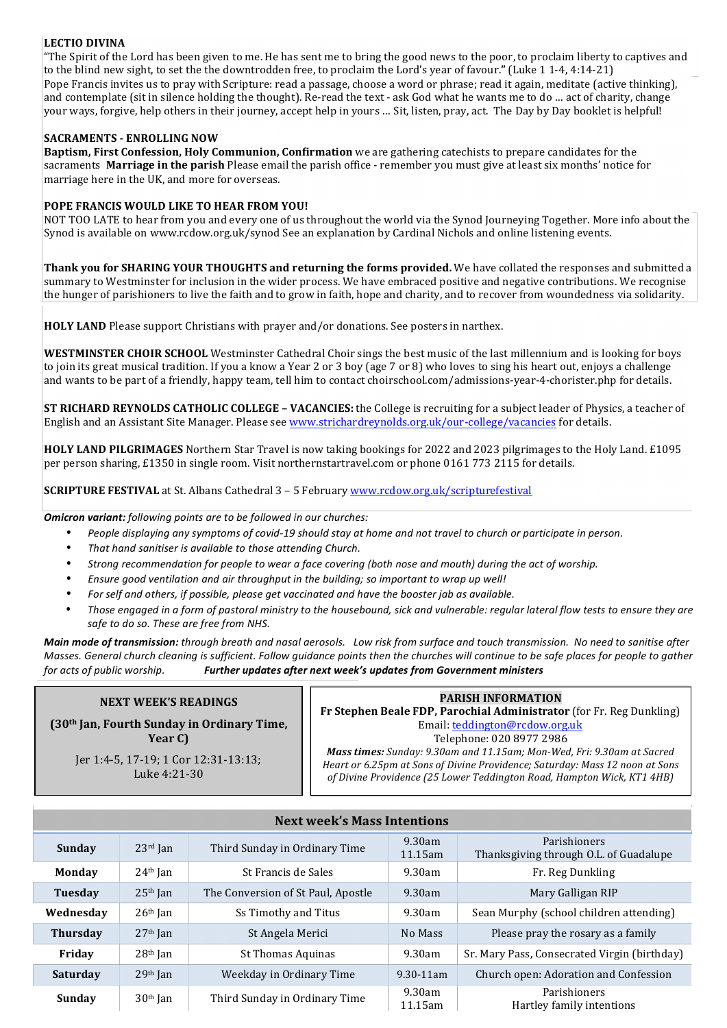**LECTIO DIVINA**

"The Spirit of the Lord has been given to me. He has sent me to bring the good news to the poor, to proclaim liberty to captives and to the blind new sight, to set the the downtrodden free, to proclaim the Lord's year of favour." (Luke 1 1-4, 4:14-21)
Pope Francis invites us to pray with Scripture: read a passage, choose a word or phrase; read it again, meditate (active thinking), and contemplate (sit in silence holding the thought). Re-read the text - ask God what he wants me to do ... act of charity, change your ways, forgive, help others in their journey, accept help in yours ... Sit, listen, pray, act. The Day by Day booklet is helpful!

**SACRAMENTS - ENROLLING NOW**

**Baptism, First Confession, Holy Communion, Confirmation** we are gathering catechists to prepare candidates for the sacraments **Marriage in the parish** Please email the parish office - remember you must give at least six months' notice for marriage here in the UK, and more for overseas.

**POPE FRANCIS WOULD LIKE TO HEAR FROM YOU!**

NOT TOO LATE to hear from you and every one of us throughout the world via the Synod Journeying Together. More info about the Synod is available on www.rcdow.org.uk/synod See an explanation by Cardinal Nichols and online listening events.

**Thank you for SHARING YOUR THOUGHTS and returning the forms provided.** We have collated the responses and submitted a summary to Westminster for inclusion in the wider process. We have embraced positive and negative contributions. We recognise the hunger of parishioners to live the faith and to grow in faith, hope and charity, and to recover from woundedness via solidarity.

**HOLY LAND** Please support Christians with prayer and/or donations. See posters in narthex.

**WESTMINSTER CHOIR SCHOOL** Westminster Cathedral Choir sings the best music of the last millennium and is looking for boys to join its great musical tradition. If you a know a Year 2 or 3 boy (age 7 or 8) who loves to sing his heart out, enjoys a challenge and wants to be part of a friendly, happy team, tell him to contact choirschool.com/admissions-year-4-chorister.php for details.

**ST RICHARD REYNOLDS CATHOLIC COLLEGE – VACANCIES:** the College is recruiting for a subject leader of Physics, a teacher of English and an Assistant Site Manager. Please see www.strichardreynolds.org.uk/our-college/vacancies for details.

**HOLY LAND PILGRIMAGES** Northern Star Travel is now taking bookings for 2022 and 2023 pilgrimages to the Holy Land. £1095 per person sharing, £1350 in single room. Visit northernstartravel.com or phone 0161 773 2115 for details.

**SCRIPTURE FESTIVAL** at St. Albans Cathedral 3 – 5 February www.rcdow.org.uk/scripturefestival

***Omicron variant:*** *following points are to be followed in our churches:*

- *People displaying any symptoms of covid-19 should stay at home and not travel to church or participate in person.*
- *That hand sanitiser is available to those attending Church.*
- *Strong recommendation for people to wear a face covering (both nose and mouth) during the act of worship.*
- *Ensure good ventilation and air throughput in the building; so important to wrap up well!*
- *For self and others, if possible, please get vaccinated and have the booster jab as available.*
- *Those engaged in a form of pastoral ministry to the housebound, sick and vulnerable: regular lateral flow tests to ensure they are safe to do so. These are free from NHS.*

***Main mode of transmission:*** *through breath and nasal aerosols. Low risk from surface and touch transmission. No need to sanitise after Masses. General church cleaning is sufficient. Follow guidance points then the churches will continue to be safe places for people to gather for acts of public worship.* ***Further updates after next week's updates from Government ministers***

**NEXT WEEK'S READINGS**

**(30th Jan, Fourth Sunday in Ordinary Time, Year C)**

Jer 1:4-5, 17-19; 1 Cor 12:31-13:13; Luke 4:21-30

**PARISH INFORMATION**

**Fr Stephen Beale FDP, Parochial Administrator** (for Fr. Reg Dunkling)
Email: teddington@rcdow.org.uk
Telephone: 020 8977 2986
***Mass times:*** *Sunday: 9.30am and 11.15am; Mon-Wed, Fri: 9.30am at Sacred Heart or 6.25pm at Sons of Divine Providence; Saturday: Mass 12 noon at Sons of Divine Providence (25 Lower Teddington Road, Hampton Wick, KT1 4HB)*

**Next week's Mass Intentions**

| | | | | |
|---|---|---|---|---|
| **Sunday** | 23rd Jan | Third Sunday in Ordinary Time | 9.30am<br>11.15am | Parishioners<br>Thanksgiving through O.L. of Guadalupe |
| **Monday** | 24th Jan | St Francis de Sales | 9.30am | Fr. Reg Dunkling |
| **Tuesday** | 25th Jan | The Conversion of St Paul, Apostle | 9.30am | Mary Galligan RIP |
| **Wednesday** | 26th Jan | Ss Timothy and Titus | 9.30am | Sean Murphy (school children attending) |
| **Thursday** | 27th Jan | St Angela Merici | No Mass | Please pray the rosary as a family |
| **Friday** | 28th Jan | St Thomas Aquinas | 9.30am | Sr. Mary Pass, Consecrated Virgin (birthday) |
| **Saturday** | 29th Jan | Weekday in Ordinary Time | 9.30-11am | Church open: Adoration and Confession |
| **Sunday** | 30th Jan | Third Sunday in Ordinary Time | 9.30am<br>11.15am | Parishioners<br>Hartley family intentions |